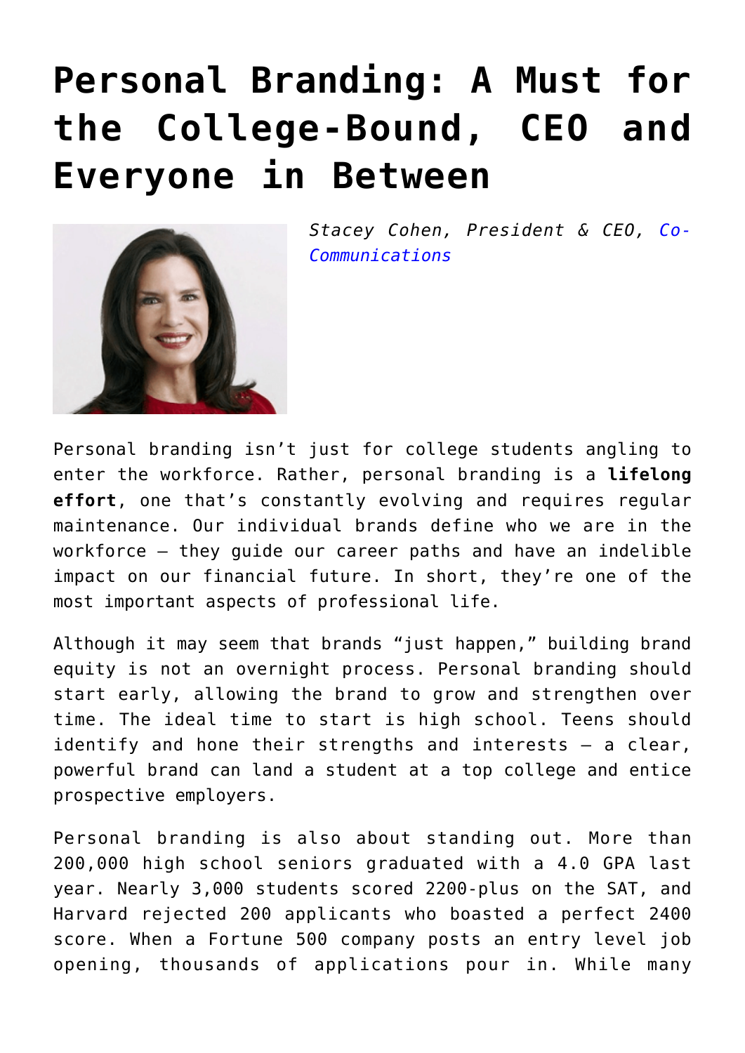# Personal Branding: A Must for the College-Bound, CEO and Everyone in Between

*Stacey Cohen, President & CEO, Co-Communications*

Personal branding isn't just for college students angling to enter the workforce. Rather, personal branding is a **lifelong effort**, one that's constantly evolving and requires regular maintenance. Our individual brands define who we are in the workforce – they guide our career paths and have an indelible impact on our financial future. In short, they're one of the most important aspects of professional life.

Although it may seem that brands "just happen," building brand equity is not an overnight process. Personal branding should start early, allowing the brand to grow and strengthen over time. The ideal time to start is high school. Teens should identify and hone their strengths and interests – a clear, powerful brand can land a student at a top college and entice prospective employers.

Personal branding is also about standing out. More than 200,000 high school seniors graduated with a 4.0 GPA last year. Nearly 3,000 students scored 2200-plus on the SAT, and Harvard rejected 200 applicants who boasted a perfect 2400 score. When a Fortune 500 company posts an entry level job opening, thousands of applications pour in. While many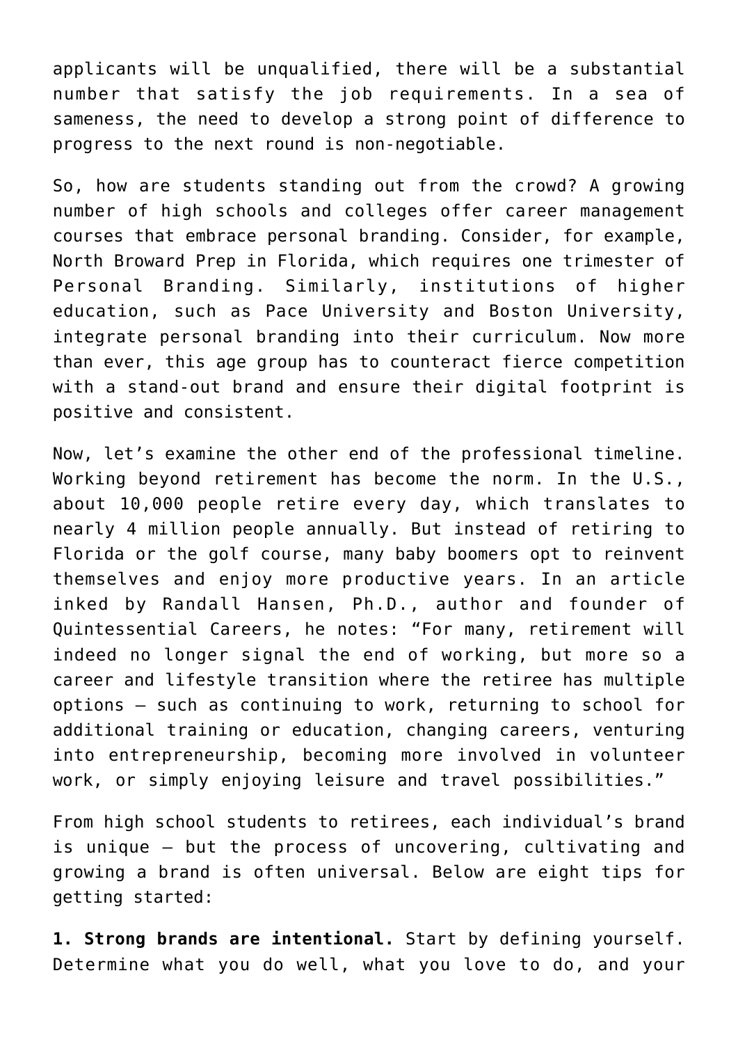applicants will be unqualified, there will be a substantial number that satisfy the job requirements. In a sea of sameness, the need to develop a strong point of difference to progress to the next round is non-negotiable.

So, how are students standing out from the crowd? A growing number of high schools and colleges offer career management courses that embrace personal branding. Consider, for example, North Broward Prep in Florida, which requires one trimester of Personal Branding. Similarly, institutions of higher education, such as Pace University and Boston University, integrate personal branding into their curriculum. Now more than ever, this age group has to counteract fierce competition with a stand-out brand and ensure their digital footprint is positive and consistent.

Now, let's examine the other end of the professional timeline. Working beyond retirement has become the norm. In the U.S., about 10,000 people retire every day, which translates to nearly 4 million people annually. But instead of retiring to Florida or the golf course, many baby boomers opt to reinvent themselves and enjoy more productive years. In an article inked by Randall Hansen, Ph.D., author and founder of Quintessential Careers, he notes: "For many, retirement will indeed no longer signal the end of working, but more so a career and lifestyle transition where the retiree has multiple options – such as continuing to work, returning to school for additional training or education, changing careers, venturing into entrepreneurship, becoming more involved in volunteer work, or simply enjoying leisure and travel possibilities."

From high school students to retirees, each individual's brand is unique – but the process of uncovering, cultivating and growing a brand is often universal. Below are eight tips for getting started:

**1. Strong brands are intentional.** Start by defining yourself. Determine what you do well, what you love to do, and your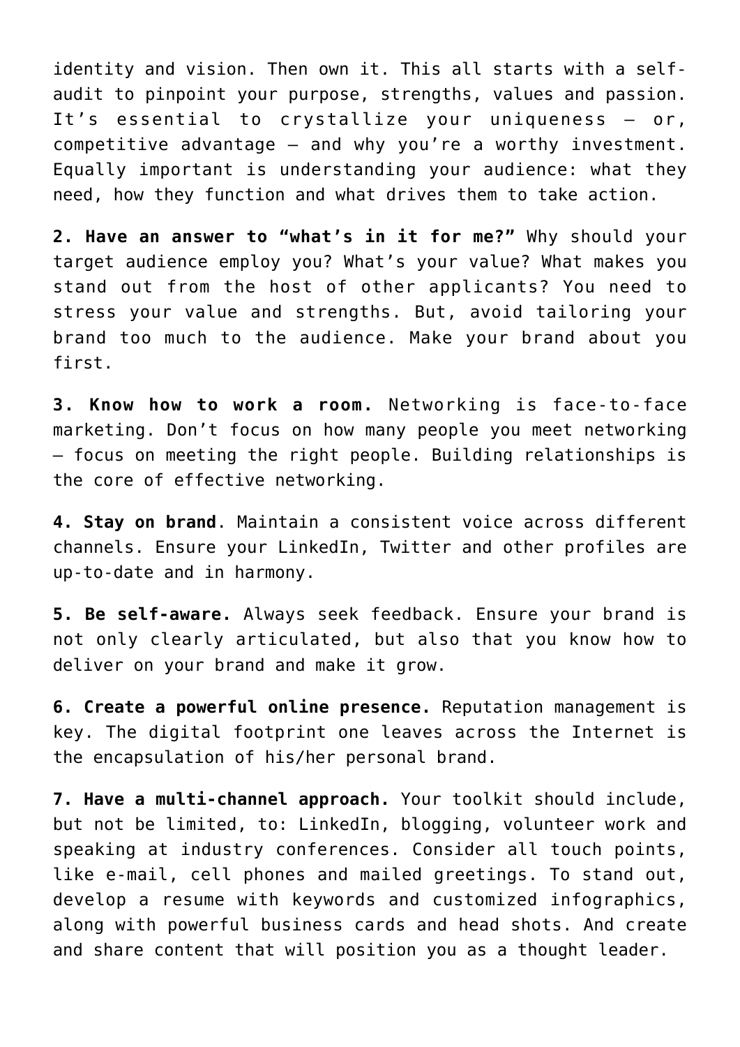identity and vision. Then own it. This all starts with a self-audit to pinpoint your purpose, strengths, values and passion. It's essential to crystallize your uniqueness – or, competitive advantage – and why you're a worthy investment. Equally important is understanding your audience: what they need, how they function and what drives them to take action.

**2. Have an answer to "what's in it for me?"** Why should your target audience employ you? What's your value? What makes you stand out from the host of other applicants? You need to stress your value and strengths. But, avoid tailoring your brand too much to the audience. Make your brand about you first.

**3. Know how to work a room.** Networking is face-to-face marketing. Don't focus on how many people you meet networking – focus on meeting the right people. Building relationships is the core of effective networking.

**4. Stay on brand**. Maintain a consistent voice across different channels. Ensure your LinkedIn, Twitter and other profiles are up-to-date and in harmony.

**5. Be self-aware.** Always seek feedback. Ensure your brand is not only clearly articulated, but also that you know how to deliver on your brand and make it grow.

**6. Create a powerful online presence.** Reputation management is key. The digital footprint one leaves across the Internet is the encapsulation of his/her personal brand.

**7. Have a multi-channel approach.** Your toolkit should include, but not be limited, to: LinkedIn, blogging, volunteer work and speaking at industry conferences. Consider all touch points, like e-mail, cell phones and mailed greetings. To stand out, develop a resume with keywords and customized infographics, along with powerful business cards and head shots. And create and share content that will position you as a thought leader.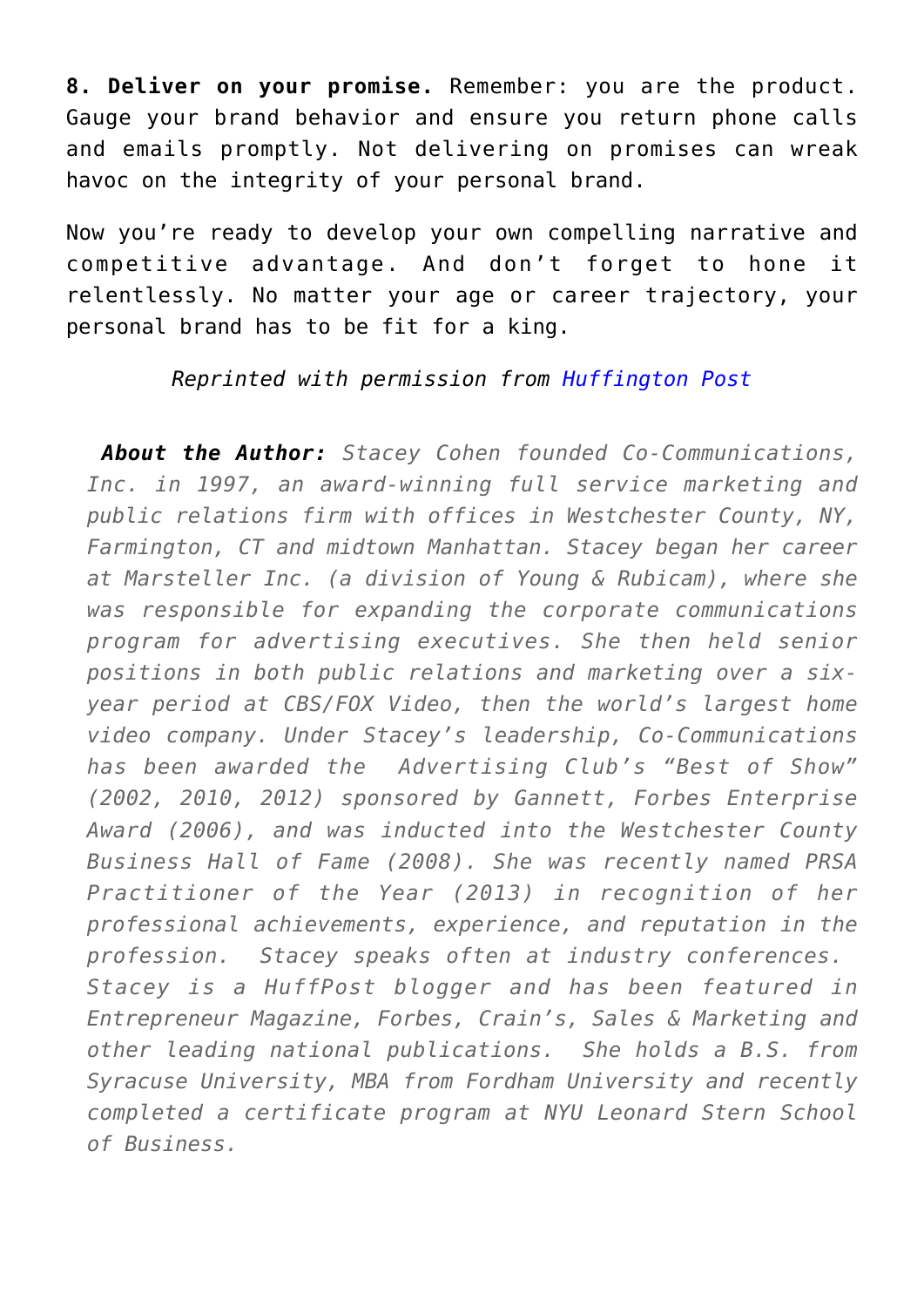**8. Deliver on your promise.** Remember: you are the product. Gauge your brand behavior and ensure you return phone calls and emails promptly. Not delivering on promises can wreak havoc on the integrity of your personal brand.

Now you're ready to develop your own compelling narrative and competitive advantage. And don't forget to hone it relentlessly. No matter your age or career trajectory, your personal brand has to be fit for a king.

*Reprinted with permission from Huffington Post*

***About the Author:*** *Stacey Cohen founded Co-Communications, Inc. in 1997, an award-winning full service marketing and public relations firm with offices in Westchester County, NY, Farmington, CT and midtown Manhattan. Stacey began her career at Marsteller Inc. (a division of Young & Rubicam), where she was responsible for expanding the corporate communications program for advertising executives. She then held senior positions in both public relations and marketing over a six-year period at CBS/FOX Video, then the world's largest home video company. Under Stacey's leadership, Co-Communications has been awarded the Advertising Club's "Best of Show" (2002, 2010, 2012) sponsored by Gannett, Forbes Enterprise Award (2006), and was inducted into the Westchester County Business Hall of Fame (2008). She was recently named PRSA Practitioner of the Year (2013) in recognition of her professional achievements, experience, and reputation in the profession. Stacey speaks often at industry conferences. Stacey is a HuffPost blogger and has been featured in Entrepreneur Magazine, Forbes, Crain's, Sales & Marketing and other leading national publications. She holds a B.S. from Syracuse University, MBA from Fordham University and recently completed a certificate program at NYU Leonard Stern School of Business.*